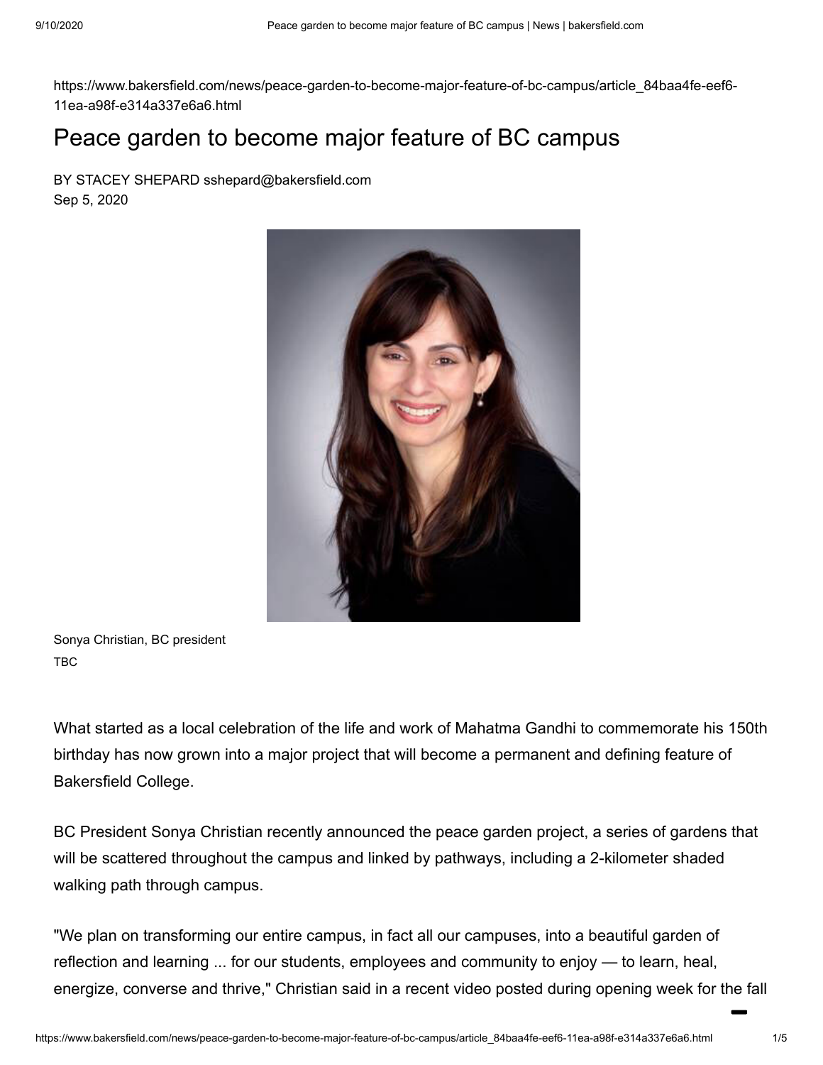https://www.bakersfield.com/news/peace-garden-to-become-major-feature-of-bc-campus/article_84baa4fe-eef6-11ea-a98f-e314a337e6a6.html

# Peace garden to become major feature of BC campus

BY STACEY SHEPARD sshepard@bakersfield.com
Sep 5, 2020

Sonya Christian, BC president
TBC

What started as a local celebration of the life and work of Mahatma Gandhi to commemorate his 150th birthday has now grown into a major project that will become a permanent and defining feature of Bakersfield College.

BC President Sonya Christian recently announced the peace garden project, a series of gardens that will be scattered throughout the campus and linked by pathways, including a 2-kilometer shaded walking path through campus.

"We plan on transforming our entire campus, in fact all our campuses, into a beautiful garden of reflection and learning ... for our students, employees and community to enjoy — to learn, heal, energize, converse and thrive," Christian said in a recent video posted during opening week for the fall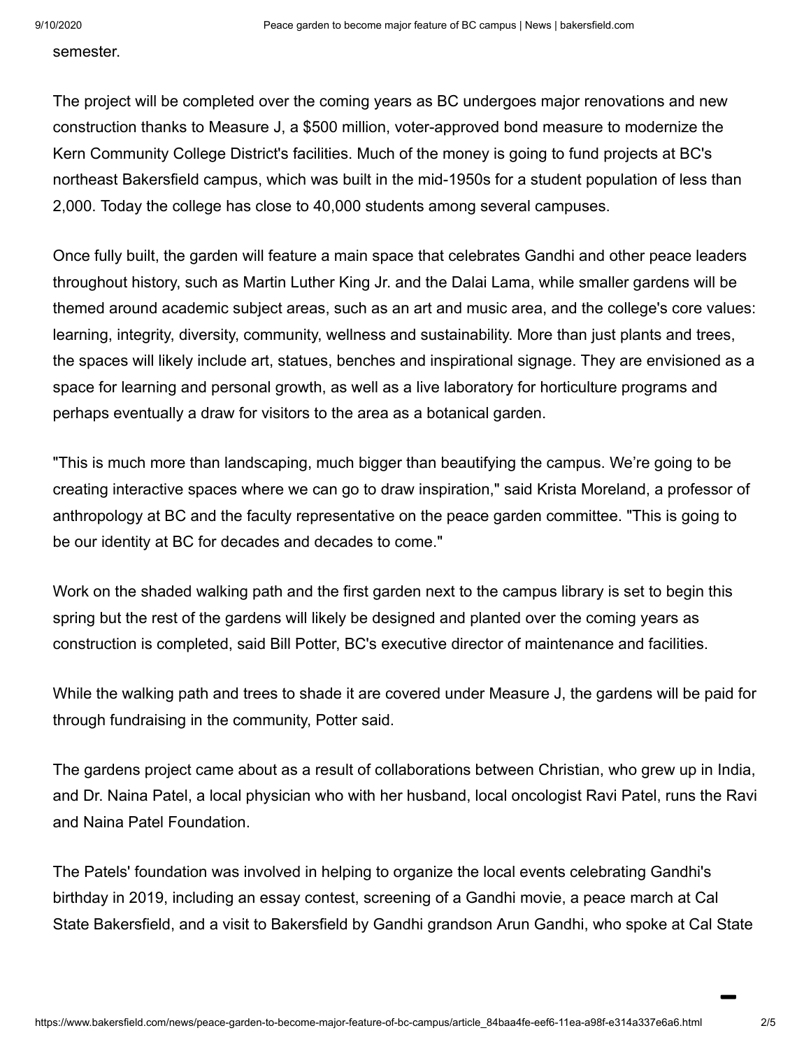semester.

The project will be completed over the coming years as BC undergoes major renovations and new construction thanks to Measure J, a $500 million, voter-approved bond measure to modernize the Kern Community College District's facilities. Much of the money is going to fund projects at BC's northeast Bakersfield campus, which was built in the mid-1950s for a student population of less than 2,000. Today the college has close to 40,000 students among several campuses.

Once fully built, the garden will feature a main space that celebrates Gandhi and other peace leaders throughout history, such as Martin Luther King Jr. and the Dalai Lama, while smaller gardens will be themed around academic subject areas, such as an art and music area, and the college's core values: learning, integrity, diversity, community, wellness and sustainability. More than just plants and trees, the spaces will likely include art, statues, benches and inspirational signage. They are envisioned as a space for learning and personal growth, as well as a live laboratory for horticulture programs and perhaps eventually a draw for visitors to the area as a botanical garden.

"This is much more than landscaping, much bigger than beautifying the campus. We're going to be creating interactive spaces where we can go to draw inspiration," said Krista Moreland, a professor of anthropology at BC and the faculty representative on the peace garden committee. "This is going to be our identity at BC for decades and decades to come."

Work on the shaded walking path and the first garden next to the campus library is set to begin this spring but the rest of the gardens will likely be designed and planted over the coming years as construction is completed, said Bill Potter, BC's executive director of maintenance and facilities.

While the walking path and trees to shade it are covered under Measure J, the gardens will be paid for through fundraising in the community, Potter said.

The gardens project came about as a result of collaborations between Christian, who grew up in India, and Dr. Naina Patel, a local physician who with her husband, local oncologist Ravi Patel, runs the Ravi and Naina Patel Foundation.

The Patels' foundation was involved in helping to organize the local events celebrating Gandhi's birthday in 2019, including an essay contest, screening of a Gandhi movie, a peace march at Cal State Bakersfield, and a visit to Bakersfield by Gandhi grandson Arun Gandhi, who spoke at Cal State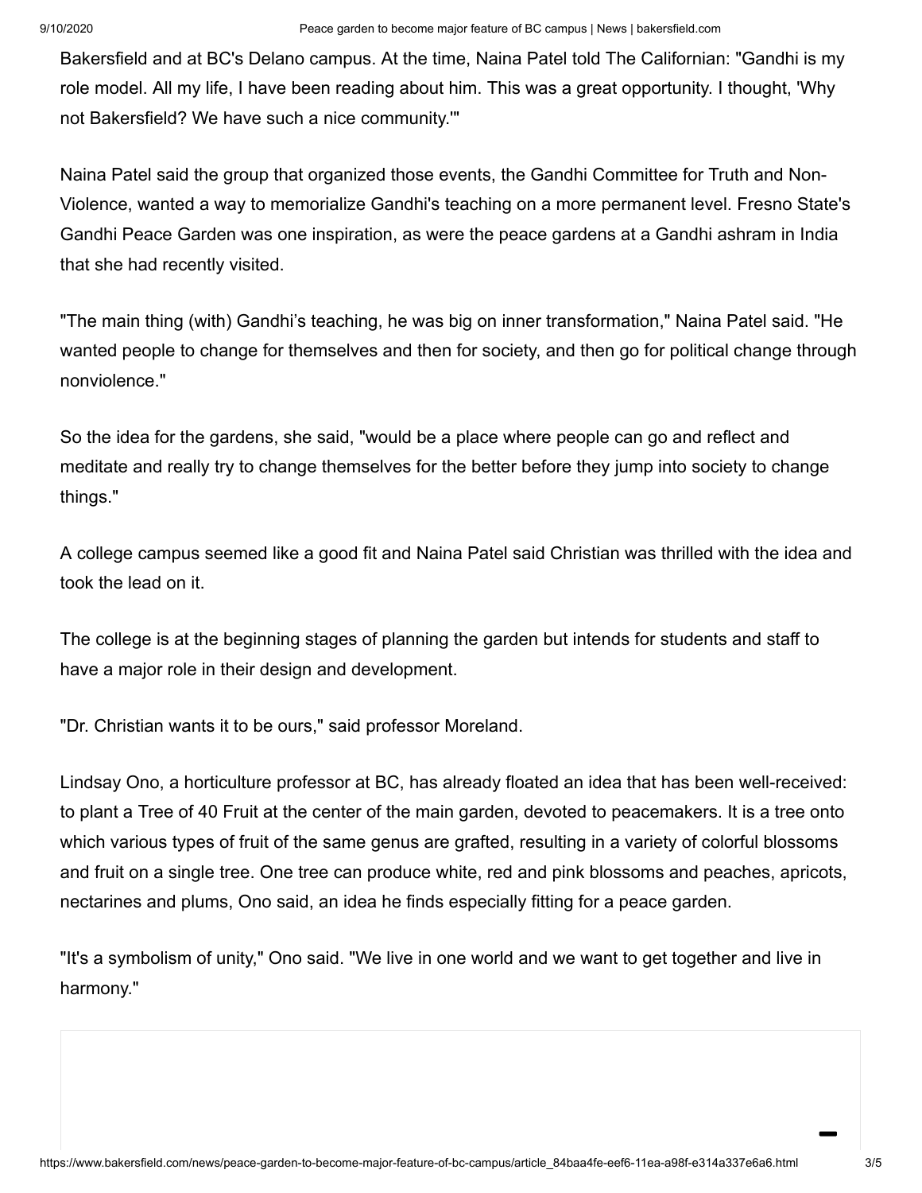Bakersfield and at BC's Delano campus. At the time, Naina Patel told The Californian: "Gandhi is my role model. All my life, I have been reading about him. This was a great opportunity. I thought, 'Why not Bakersfield? We have such a nice community.'"

Naina Patel said the group that organized those events, the Gandhi Committee for Truth and Non-Violence, wanted a way to memorialize Gandhi's teaching on a more permanent level. Fresno State's Gandhi Peace Garden was one inspiration, as were the peace gardens at a Gandhi ashram in India that she had recently visited.

"The main thing (with) Gandhi's teaching, he was big on inner transformation," Naina Patel said. "He wanted people to change for themselves and then for society, and then go for political change through nonviolence."

So the idea for the gardens, she said, "would be a place where people can go and reflect and meditate and really try to change themselves for the better before they jump into society to change things."

A college campus seemed like a good fit and Naina Patel said Christian was thrilled with the idea and took the lead on it.

The college is at the beginning stages of planning the garden but intends for students and staff to have a major role in their design and development.

"Dr. Christian wants it to be ours," said professor Moreland.

Lindsay Ono, a horticulture professor at BC, has already floated an idea that has been well-received: to plant a Tree of 40 Fruit at the center of the main garden, devoted to peacemakers. It is a tree onto which various types of fruit of the same genus are grafted, resulting in a variety of colorful blossoms and fruit on a single tree. One tree can produce white, red and pink blossoms and peaches, apricots, nectarines and plums, Ono said, an idea he finds especially fitting for a peace garden.

"It's a symbolism of unity," Ono said. "We live in one world and we want to get together and live in harmony."